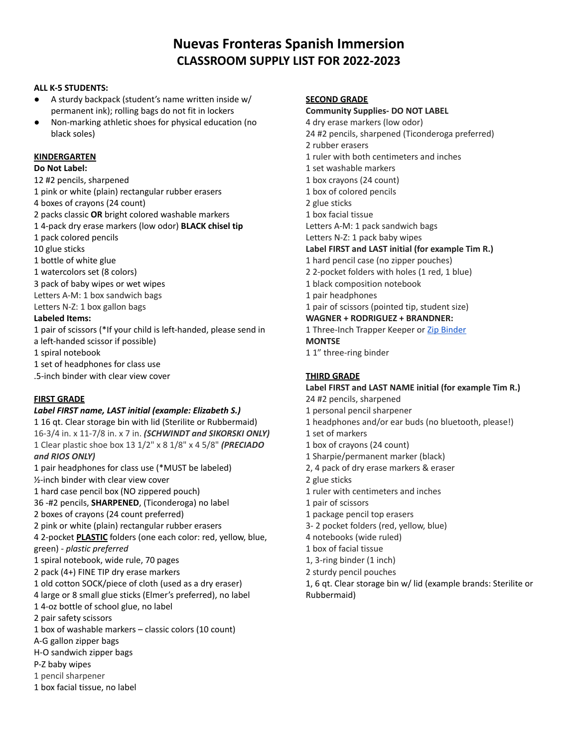# Nuevas Fronteras Spanish Immersion

## CLASSROOM SUPPLY LIST FOR 2022-2023

**ALL K-5 STUDENTS:**

- A sturdy backpack (student's name written inside w/ permanent ink); rolling bags do not fit in lockers
- Non-marking athletic shoes for physical education (no black soles)

### KINDERGARTEN

**Do Not Label:**

12 #2 pencils, sharpened
1 pink or white (plain) rectangular rubber erasers
4 boxes of crayons (24 count)
2 packs classic **OR** bright colored washable markers
1 4-pack dry erase markers (low odor) **BLACK chisel tip**
1 pack colored pencils
10 glue sticks
1 bottle of white glue
1 watercolors set (8 colors)
3 pack of baby wipes or wet wipes
Letters A-M: 1 box sandwich bags
Letters N-Z: 1 box gallon bags

**Labeled Items:**

1 pair of scissors (*If your child is left-handed, please send in a left-handed scissor if possible)
1 spiral notebook
1 set of headphones for class use
.5-inch binder with clear view cover

### FIRST GRADE

***Label FIRST name, LAST initial (example: Elizabeth S.)***

1 16 qt. Clear storage bin with lid (Sterilite or Rubbermaid)
16-3/4 in. x 11-7/8 in. x 7 in. ***(SCHWINDT and SIKORSKI ONLY)***
1 Clear plastic shoe box 13 1/2" x 8 1/8" x 4 5/8" ***(PRECIADO and RIOS ONLY)***
1 pair headphones for class use (*MUST be labeled)
½-inch binder with clear view cover
1 hard case pencil box (NO zippered pouch)
36 -#2 pencils, **SHARPENED**, (Ticonderoga) no label
2 boxes of crayons (24 count preferred)
2 pink or white (plain) rectangular rubber erasers
4 2-pocket **PLASTIC** folders (one each color: red, yellow, blue, green) - *plastic preferred*
1 spiral notebook, wide rule, 70 pages
2 pack (4+) FINE TIP dry erase markers
1 old cotton SOCK/piece of cloth (used as a dry eraser)
4 large or 8 small glue sticks (Elmer's preferred), no label
1 4-oz bottle of school glue, no label
2 pair safety scissors
1 box of washable markers – classic colors (10 count)
A-G gallon zipper bags
H-O sandwich zipper bags
P-Z baby wipes
1 pencil sharpener
1 box facial tissue, no label

### SECOND GRADE

**Community Supplies- DO NOT LABEL**

4 dry erase markers (low odor)
24 #2 pencils, sharpened (Ticonderoga preferred)
2 rubber erasers
1 ruler with both centimeters and inches
1 set washable markers
1 box crayons (24 count)
1 box of colored pencils
2 glue sticks
1 box facial tissue
Letters A-M: 1 pack sandwich bags
Letters N-Z: 1 pack baby wipes

**Label FIRST and LAST initial (for example Tim R.)**

1 hard pencil case (no zipper pouches)
2 2-pocket folders with holes (1 red, 1 blue)
1 black composition notebook
1 pair headphones
1 pair of scissors (pointed tip, student size)

**WAGNER + RODRIGUEZ + BRANDNER:**

1 Three-Inch Trapper Keeper or Zip Binder

**MONTSE**

1 1" three-ring binder

### THIRD GRADE

**Label FIRST and LAST NAME initial (for example Tim R.)**

24 #2 pencils, sharpened
1 personal pencil sharpener
1 headphones and/or ear buds (no bluetooth, please!)
1 set of markers
1 box of crayons (24 count)
1 Sharpie/permanent marker (black)
2, 4 pack of dry erase markers & eraser
2 glue sticks
1 ruler with centimeters and inches
1 pair of scissors
1 package pencil top erasers
3- 2 pocket folders (red, yellow, blue)
4 notebooks (wide ruled)
1 box of facial tissue
1, 3-ring binder (1 inch)
2 sturdy pencil pouches
1, 6 qt. Clear storage bin w/ lid (example brands: Sterilite or Rubbermaid)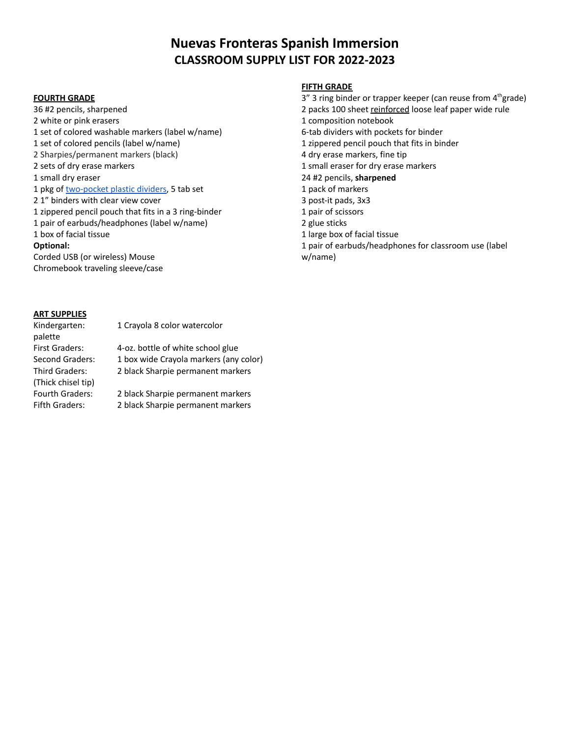# Nuevas Fronteras Spanish Immersion
## CLASSROOM SUPPLY LIST FOR 2022-2023

**FOURTH GRADE**

36 #2 pencils, sharpened
2 white or pink erasers
1 set of colored washable markers (label w/name)
1 set of colored pencils (label w/name)
2 Sharpies/permanent markers (black)
2 sets of dry erase markers
1 small dry eraser
1 pkg of two-pocket plastic dividers, 5 tab set
2 1" binders with clear view cover
1 zippered pencil pouch that fits in a 3 ring-binder
1 pair of earbuds/headphones (label w/name)
1 box of facial tissue
**Optional:**
Corded USB (or wireless) Mouse
Chromebook traveling sleeve/case

**FIFTH GRADE**

3" 3 ring binder or trapper keeper (can reuse from 4th grade)
2 packs 100 sheet reinforced loose leaf paper wide rule
1 composition notebook
6-tab dividers with pockets for binder
1 zippered pencil pouch that fits in binder
4 dry erase markers, fine tip
1 small eraser for dry erase markers
24 #2 pencils, **sharpened**
1 pack of markers
3 post-it pads, 3x3
1 pair of scissors
2 glue sticks
1 large box of facial tissue
1 pair of earbuds/headphones for classroom use (label w/name)

**ART SUPPLIES**

| | |
|---|---|
| Kindergarten: | 1 Crayola 8 color watercolor palette |
| First Graders: | 4-oz. bottle of white school glue |
| Second Graders: | 1 box wide Crayola markers (any color) |
| Third Graders: | 2 black Sharpie permanent markers (Thick chisel tip) |
| Fourth Graders: | 2 black Sharpie permanent markers |
| Fifth Graders: | 2 black Sharpie permanent markers |